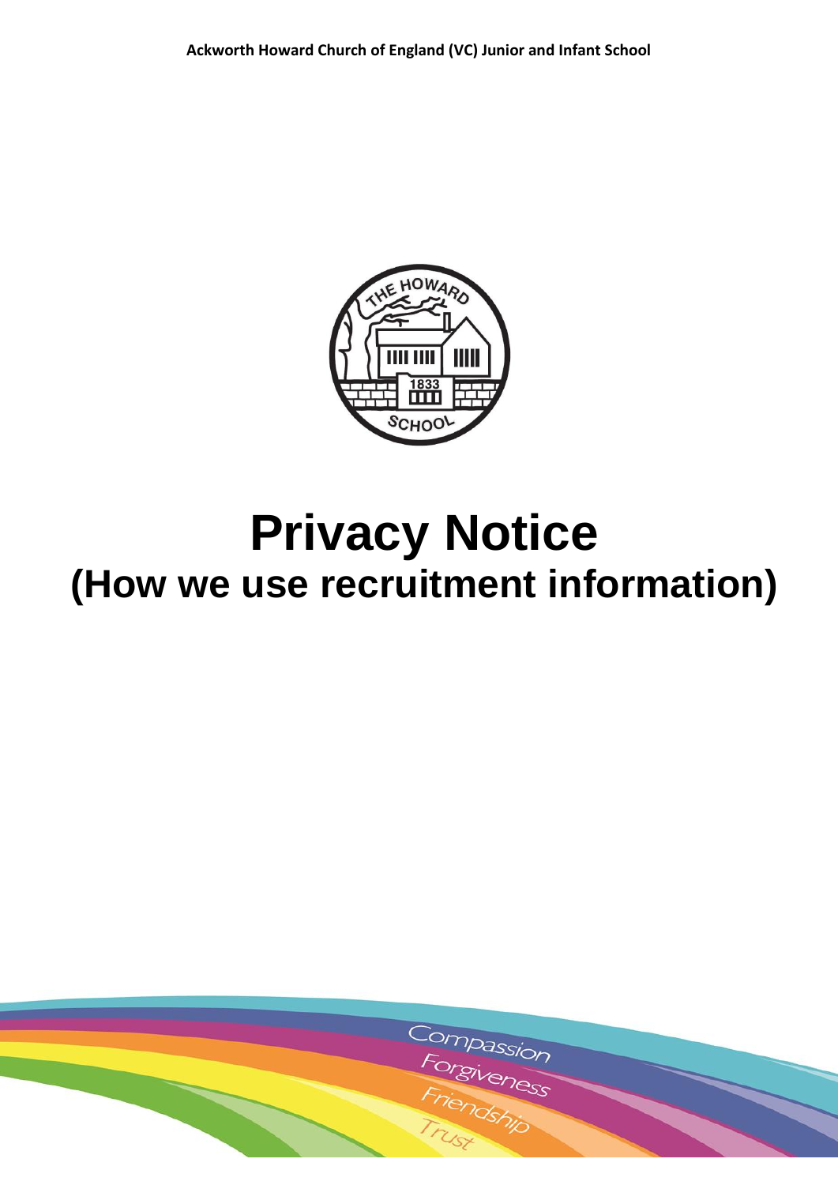**Ackworth Howard Church of England (VC) Junior and Infant School**

# Privacy Notice

## (How we use recruitment information)

Compassion
Forgiveness
Friendship
Trust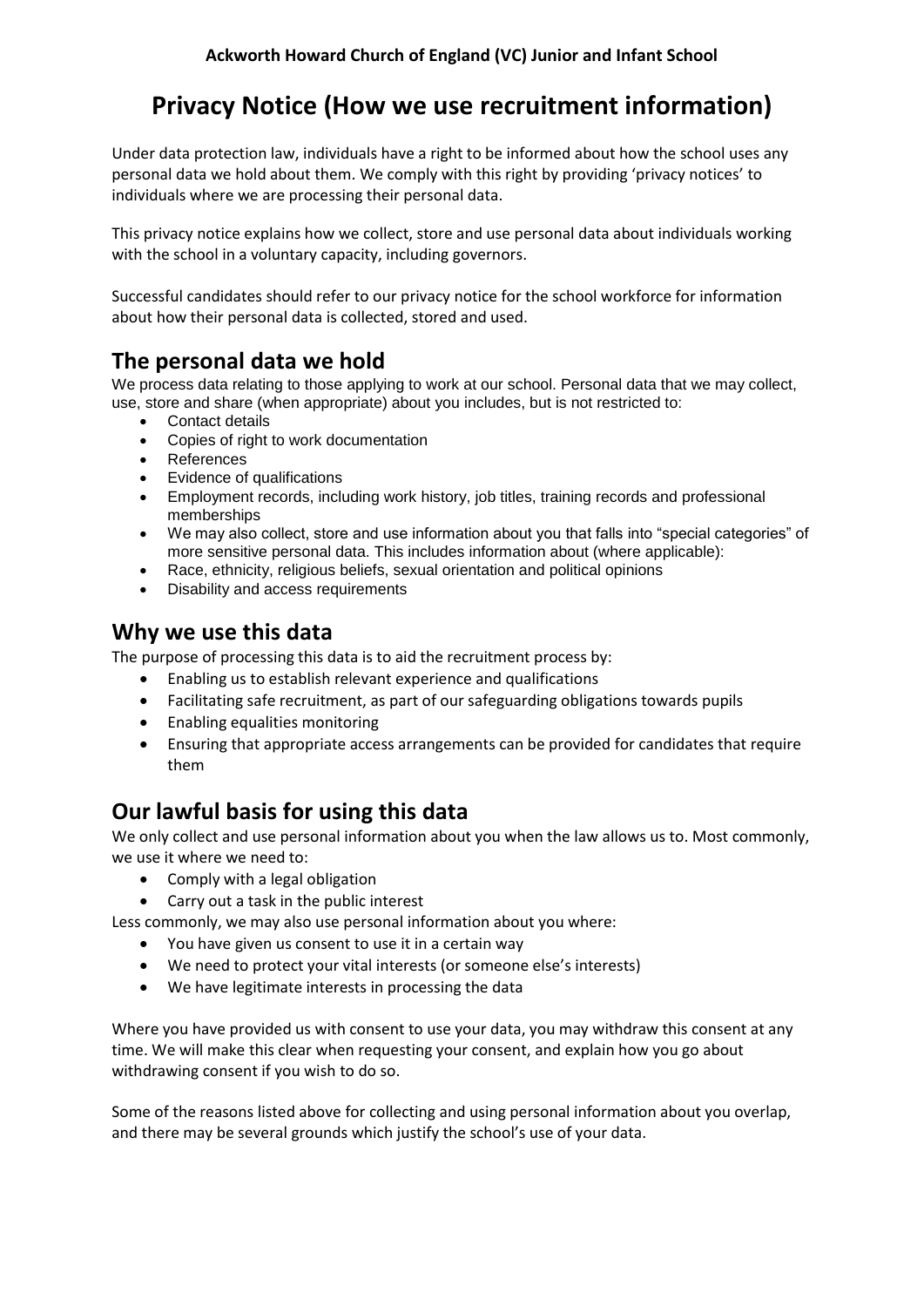**Ackworth Howard Church of England (VC) Junior and Infant School**

# Privacy Notice (How we use recruitment information)

Under data protection law, individuals have a right to be informed about how the school uses any personal data we hold about them. We comply with this right by providing 'privacy notices' to individuals where we are processing their personal data.

This privacy notice explains how we collect, store and use personal data about individuals working with the school in a voluntary capacity, including governors.

Successful candidates should refer to our privacy notice for the school workforce for information about how their personal data is collected, stored and used.

## The personal data we hold

We process data relating to those applying to work at our school. Personal data that we may collect, use, store and share (when appropriate) about you includes, but is not restricted to:

- Contact details
- Copies of right to work documentation
- References
- Evidence of qualifications
- Employment records, including work history, job titles, training records and professional memberships
- We may also collect, store and use information about you that falls into "special categories" of more sensitive personal data. This includes information about (where applicable):
- Race, ethnicity, religious beliefs, sexual orientation and political opinions
- Disability and access requirements

## Why we use this data

The purpose of processing this data is to aid the recruitment process by:

- Enabling us to establish relevant experience and qualifications
- Facilitating safe recruitment, as part of our safeguarding obligations towards pupils
- Enabling equalities monitoring
- Ensuring that appropriate access arrangements can be provided for candidates that require them

## Our lawful basis for using this data

We only collect and use personal information about you when the law allows us to. Most commonly, we use it where we need to:

- Comply with a legal obligation
- Carry out a task in the public interest

Less commonly, we may also use personal information about you where:

- You have given us consent to use it in a certain way
- We need to protect your vital interests (or someone else's interests)
- We have legitimate interests in processing the data

Where you have provided us with consent to use your data, you may withdraw this consent at any time. We will make this clear when requesting your consent, and explain how you go about withdrawing consent if you wish to do so.

Some of the reasons listed above for collecting and using personal information about you overlap, and there may be several grounds which justify the school's use of your data.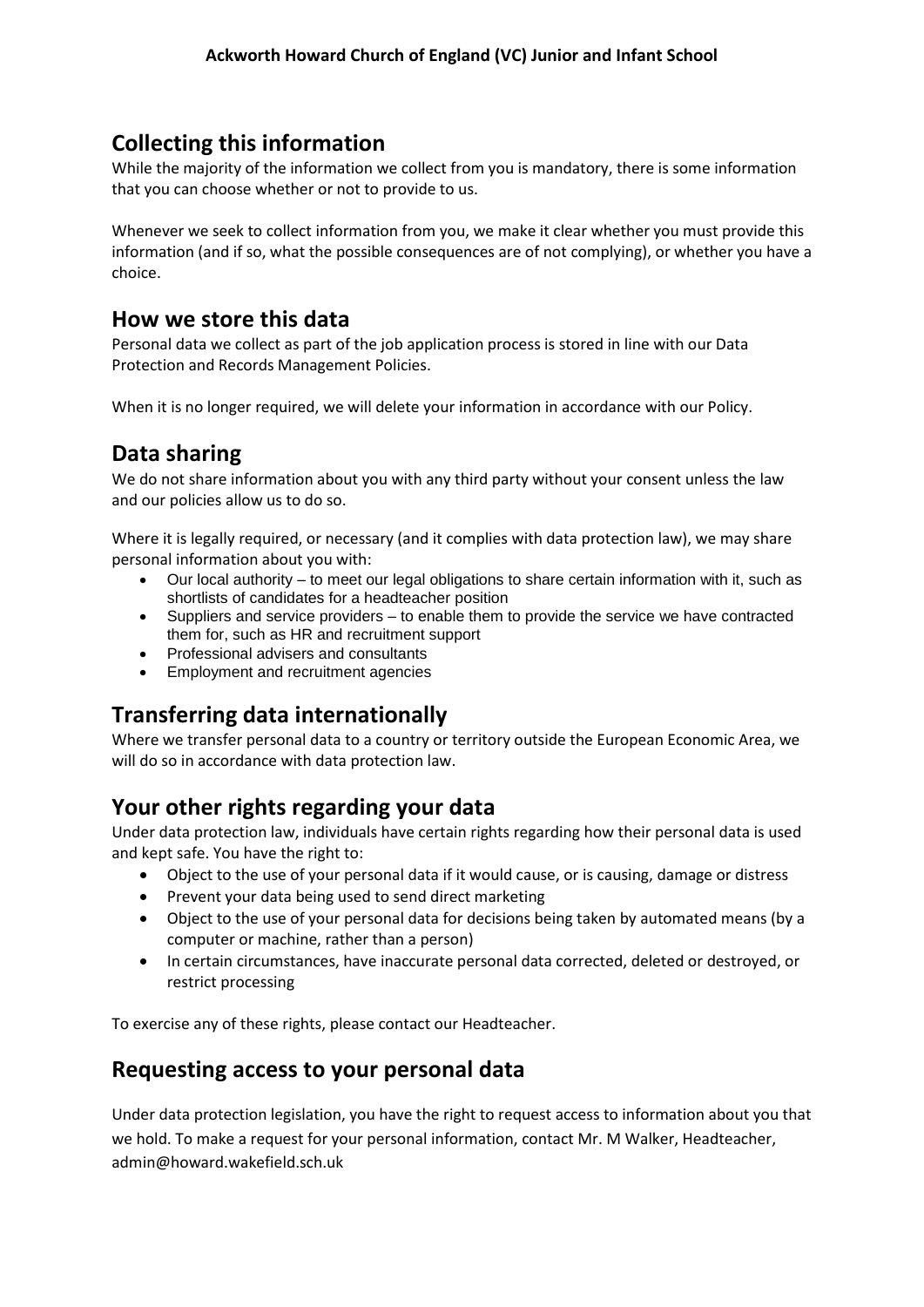## Collecting this information

While the majority of the information we collect from you is mandatory, there is some information that you can choose whether or not to provide to us.

Whenever we seek to collect information from you, we make it clear whether you must provide this information (and if so, what the possible consequences are of not complying), or whether you have a choice.

## How we store this data

Personal data we collect as part of the job application process is stored in line with our Data Protection and Records Management Policies.

When it is no longer required, we will delete your information in accordance with our Policy.

## Data sharing

We do not share information about you with any third party without your consent unless the law and our policies allow us to do so.

Where it is legally required, or necessary (and it complies with data protection law), we may share personal information about you with:

- Our local authority – to meet our legal obligations to share certain information with it, such as shortlists of candidates for a headteacher position
- Suppliers and service providers – to enable them to provide the service we have contracted them for, such as HR and recruitment support
- Professional advisers and consultants
- Employment and recruitment agencies

## Transferring data internationally

Where we transfer personal data to a country or territory outside the European Economic Area, we will do so in accordance with data protection law.

## Your other rights regarding your data

Under data protection law, individuals have certain rights regarding how their personal data is used and kept safe. You have the right to:

- Object to the use of your personal data if it would cause, or is causing, damage or distress
- Prevent your data being used to send direct marketing
- Object to the use of your personal data for decisions being taken by automated means (by a computer or machine, rather than a person)
- In certain circumstances, have inaccurate personal data corrected, deleted or destroyed, or restrict processing

To exercise any of these rights, please contact our Headteacher.

## Requesting access to your personal data

Under data protection legislation, you have the right to request access to information about you that we hold. To make a request for your personal information, contact Mr. M Walker, Headteacher, admin@howard.wakefield.sch.uk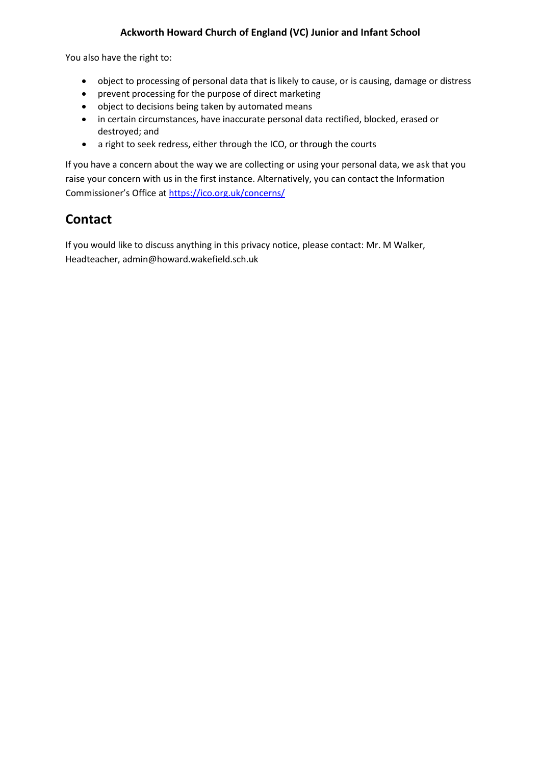You also have the right to:

- object to processing of personal data that is likely to cause, or is causing, damage or distress
- prevent processing for the purpose of direct marketing
- object to decisions being taken by automated means
- in certain circumstances, have inaccurate personal data rectified, blocked, erased or destroyed; and
- a right to seek redress, either through the ICO, or through the courts

If you have a concern about the way we are collecting or using your personal data, we ask that you raise your concern with us in the first instance. Alternatively, you can contact the Information Commissioner's Office at https://ico.org.uk/concerns/

## Contact

If you would like to discuss anything in this privacy notice, please contact: Mr. M Walker, Headteacher, admin@howard.wakefield.sch.uk